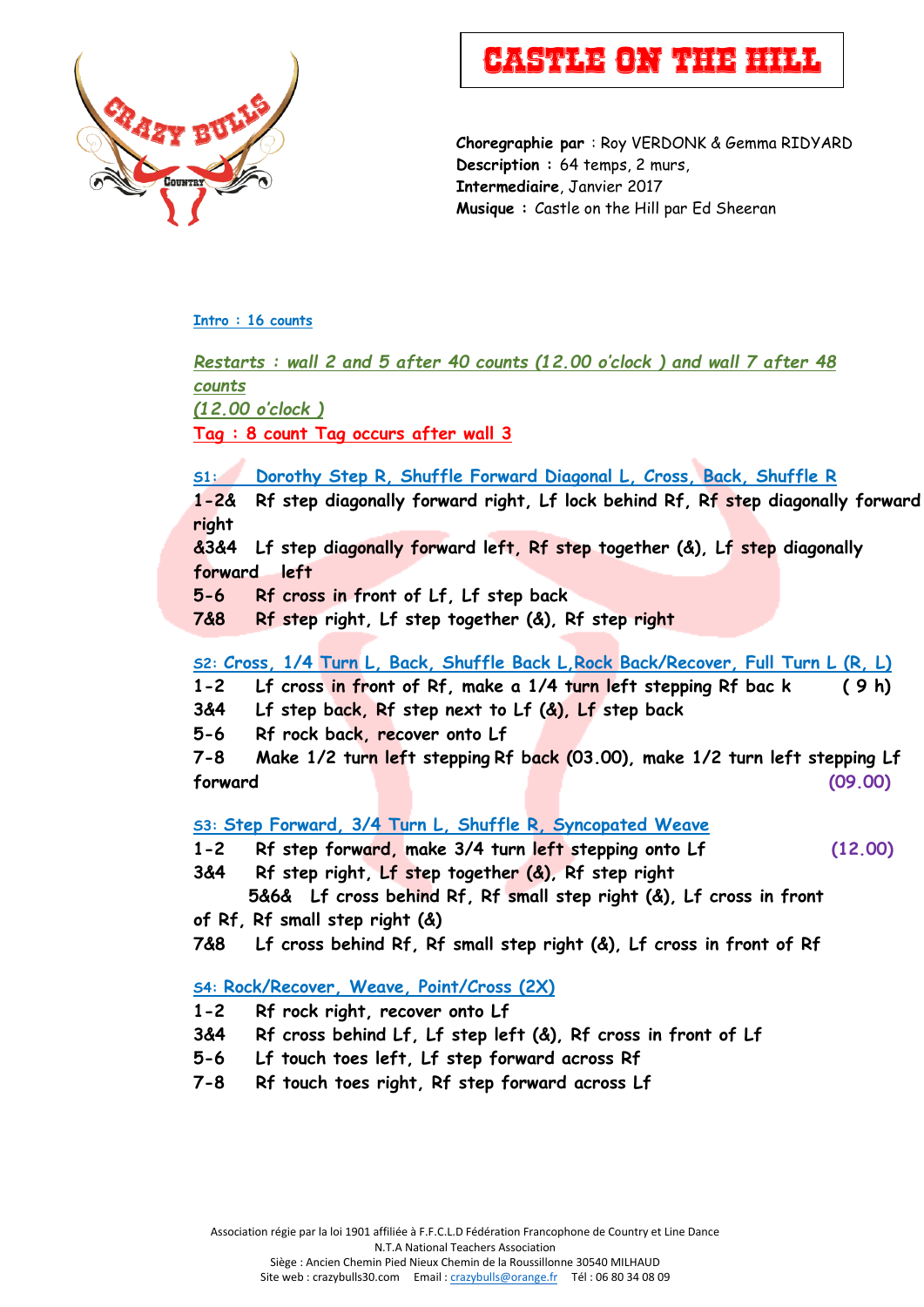# CASTLE ON THE HILL

**Choregraphie par** : Roy VERDONK & Gemma RIDYARD
**Description :** 64 temps, 2 murs,
**Intermediaire**, Janvier 2017
**Musique :** Castle on the Hill par Ed Sheeran

**Intro : 16 counts**

*Restarts : wall 2 and 5 after 40 counts (12.00 o'clock ) and wall 7 after 48 counts (12.00 o'clock )*

**Tag : 8 count Tag occurs after wall 3**

**S1: Dorothy Step R, Shuffle Forward Diagonal L, Cross, Back, Shuffle R**

**1-2& Rf step diagonally forward right, Lf lock behind Rf, Rf step diagonally forward right**
**&3&4 Lf step diagonally forward left, Rf step together (&), Lf step diagonally forward left**
**5-6 Rf cross in front of Lf, Lf step back**
**7&8 Rf step right, Lf step together (&), Rf step right**

**S2: Cross, 1/4 Turn L, Back, Shuffle Back L,Rock Back/Recover, Full Turn L (R, L)**

**1-2 Lf cross in front of Rf, make a 1/4 turn left stepping Rf bac k ( 9 h)**
**3&4 Lf step back, Rf step next to Lf (&), Lf step back**
**5-6 Rf rock back, recover onto Lf**
**7-8 Make 1/2 turn left stepping Rf back (03.00), make 1/2 turn left stepping Lf forward (09.00)**

**S3: Step Forward, 3/4 Turn L, Shuffle R, Syncopated Weave**

**1-2 Rf step forward, make 3/4 turn left stepping onto Lf (12.00)**
**3&4 Rf step right, Lf step together (&), Rf step right**
**5&6& Lf cross behind Rf, Rf small step right (&), Lf cross in front of Rf, Rf small step right (&)**
**7&8 Lf cross behind Rf, Rf small step right (&), Lf cross in front of Rf**

**S4: Rock/Recover, Weave, Point/Cross (2X)**

**1-2 Rf rock right, recover onto Lf**
**3&4 Rf cross behind Lf, Lf step left (&), Rf cross in front of Lf**
**5-6 Lf touch toes left, Lf step forward across Rf**
**7-8 Rf touch toes right, Rf step forward across Lf**

Association régie par la loi 1901 affiliée à F.F.C.L.D Fédération Francophone de Country et Line Dance
N.T.A National Teachers Association
Siège : Ancien Chemin Pied Nieux Chemin de la Roussillonne 30540 MILHAUD
Site web : crazybulls30.com Email : crazybulls@orange.fr Tél : 06 80 34 08 09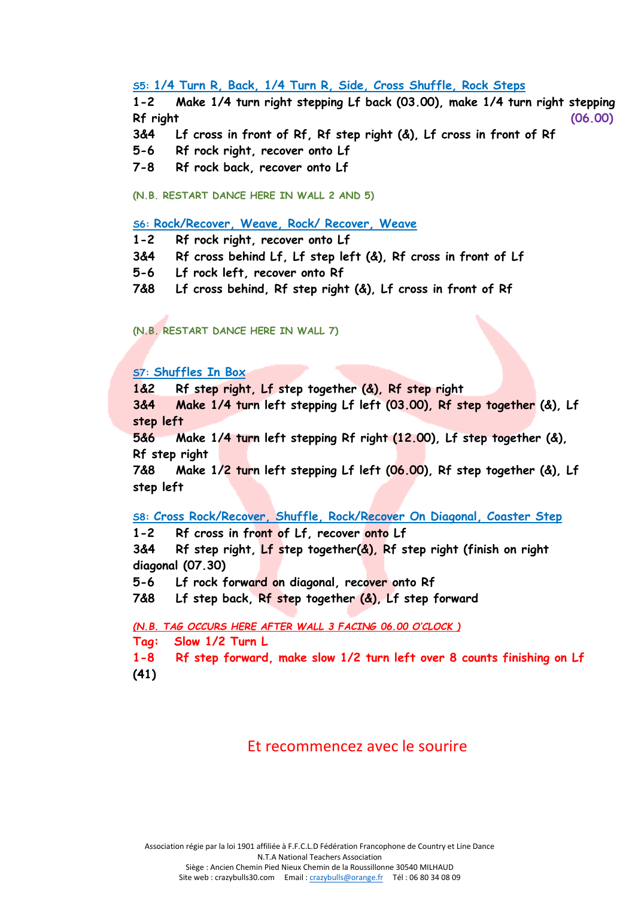### S5: 1/4 Turn R, Back, 1/4 Turn R, Side, Cross Shuffle, Rock Steps

1-2 Make 1/4 turn right stepping Lf back (03.00), make 1/4 turn right stepping Rf right **(06.00)**

3&4 Lf cross in front of Rf, Rf step right (&), Lf cross in front of Rf

5-6 Rf rock right, recover onto Lf

7-8 Rf rock back, recover onto Lf

(N.B. RESTART DANCE HERE IN WALL 2 AND 5)

### S6: Rock/Recover, Weave, Rock/ Recover, Weave

1-2 Rf rock right, recover onto Lf

3&4 Rf cross behind Lf, Lf step left (&), Rf cross in front of Lf

5-6 Lf rock left, recover onto Rf

7&8 Lf cross behind, Rf step right (&), Lf cross in front of Rf

(N.B. RESTART DANCE HERE IN WALL 7)

### S7: Shuffles In Box

1&2 Rf step right, Lf step together (&), Rf step right

3&4 Make 1/4 turn left stepping Lf left (03.00), Rf step together (&), Lf step left

5&6 Make 1/4 turn left stepping Rf right (12.00), Lf step together (&), Rf step right

7&8 Make 1/2 turn left stepping Lf left (06.00), Rf step together (&), Lf step left

### S8: Cross Rock/Recover, Shuffle, Rock/Recover On Diagonal, Coaster Step

1-2 Rf cross in front of Lf, recover onto Lf

3&4 Rf step right, Lf step together(&), Rf step right (finish on right diagonal (07.30)

5-6 Lf rock forward on diagonal, recover onto Rf

7&8 Lf step back, Rf step together (&), Lf step forward

*(N.B. TAG OCCURS HERE AFTER WALL 3 FACING 06.00 O'CLOCK )*

**Tag: Slow 1/2 Turn L**

**1-8 Rf step forward, make slow 1/2 turn left over 8 counts finishing on Lf**

**(41)**

Et recommencez avec le sourire

Association régie par la loi 1901 affiliée à F.F.C.L.D Fédération Francophone de Country et Line Dance
N.T.A National Teachers Association
Siège : Ancien Chemin Pied Nieux Chemin de la Roussillonne 30540 MILHAUD
Site web : crazybulls30.com Email : crazybulls@orange.fr Tél : 06 80 34 08 09